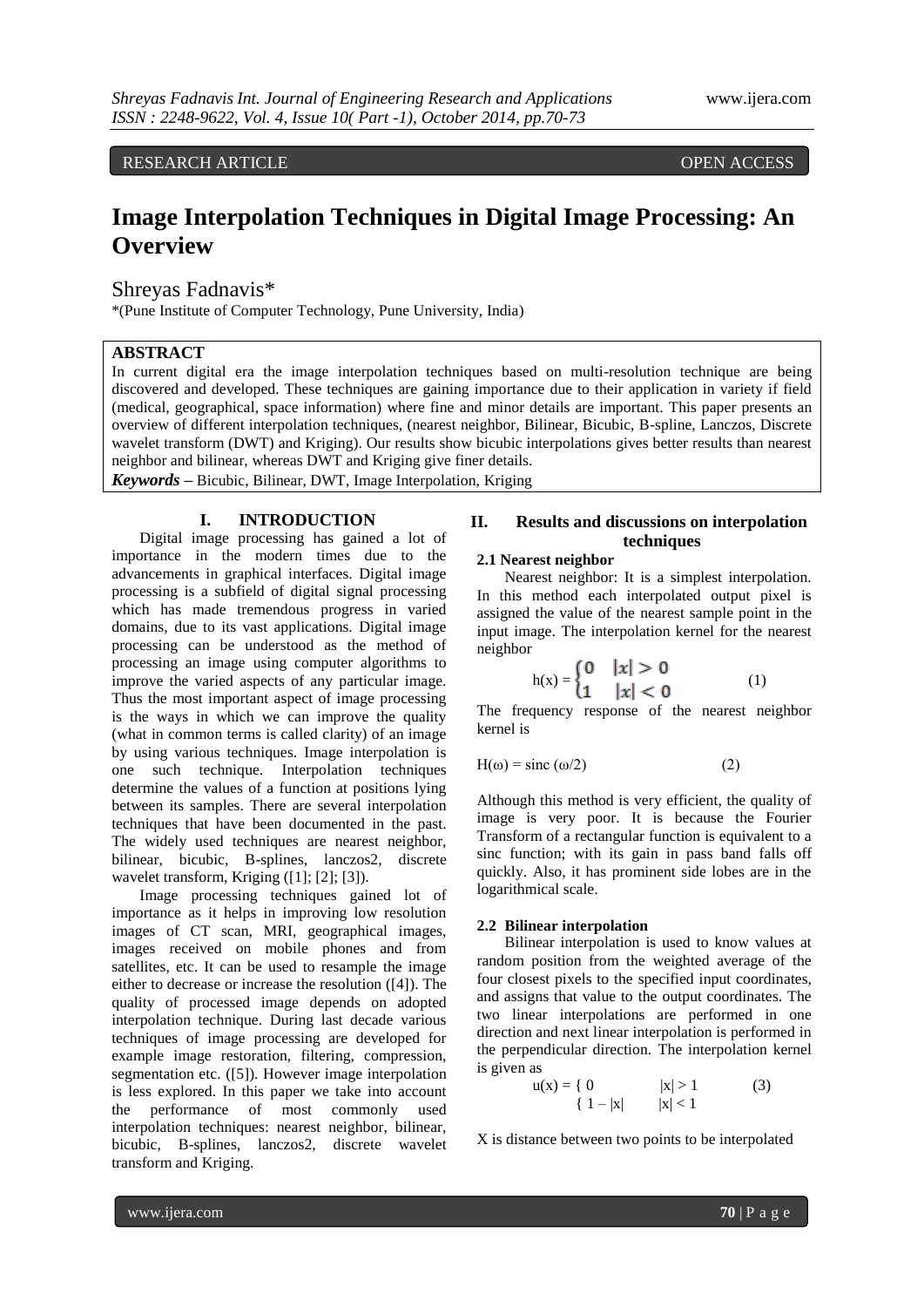RESEARCH ARTICLE OPEN ACCESS

# Image Interpolation Techniques in Digital Image Processing: An Overview

Shreyas Fadnavis*

*(Pune Institute of Computer Technology, Pune University, India)

## ABSTRACT

In current digital era the image interpolation techniques based on multi-resolution technique are being discovered and developed. These techniques are gaining importance due to their application in variety if field (medical, geographical, space information) where fine and minor details are important. This paper presents an overview of different interpolation techniques, (nearest neighbor, Bilinear, Bicubic, B-spline, Lanczos, Discrete wavelet transform (DWT) and Kriging). Our results show bicubic interpolations gives better results than nearest neighbor and bilinear, whereas DWT and Kriging give finer details.

***Keywords*** – Bicubic, Bilinear, DWT, Image Interpolation, Kriging

## I. INTRODUCTION

Digital image processing has gained a lot of importance in the modern times due to the advancements in graphical interfaces. Digital image processing is a subfield of digital signal processing which has made tremendous progress in varied domains, due to its vast applications. Digital image processing can be understood as the method of processing an image using computer algorithms to improve the varied aspects of any particular image. Thus the most important aspect of image processing is the ways in which we can improve the quality (what in common terms is called clarity) of an image by using various techniques. Image interpolation is one such technique. Interpolation techniques determine the values of a function at positions lying between its samples. There are several interpolation techniques that have been documented in the past. The widely used techniques are nearest neighbor, bilinear, bicubic, B-splines, lanczos2, discrete wavelet transform, Kriging ([1]; [2]; [3]).

Image processing techniques gained lot of importance as it helps in improving low resolution images of CT scan, MRI, geographical images, images received on mobile phones and from satellites, etc. It can be used to resample the image either to decrease or increase the resolution ([4]). The quality of processed image depends on adopted interpolation technique. During last decade various techniques of image processing are developed for example image restoration, filtering, compression, segmentation etc. ([5]). However image interpolation is less explored. In this paper we take into account the performance of most commonly used interpolation techniques: nearest neighbor, bilinear, bicubic, B-splines, lanczos2, discrete wavelet transform and Kriging.

## II. Results and discussions on interpolation techniques

### 2.1 Nearest neighbor

Nearest neighbor: It is a simplest interpolation. In this method each interpolated output pixel is assigned the value of the nearest sample point in the input image. The interpolation kernel for the nearest neighbor

$$h(x) = \begin{cases} 0 & |x| > 0 \\ 1 & |x| < 0 \end{cases} \quad (1)$$

The frequency response of the nearest neighbor kernel is

$$H(\omega) = \text{sinc}\,(\omega/2) \quad (2)$$

Although this method is very efficient, the quality of image is very poor. It is because the Fourier Transform of a rectangular function is equivalent to a sinc function; with its gain in pass band falls off quickly. Also, it has prominent side lobes are in the logarithmical scale.

### 2.2 Bilinear interpolation

Bilinear interpolation is used to know values at random position from the weighted average of the four closest pixels to the specified input coordinates, and assigns that value to the output coordinates. The two linear interpolations are performed in one direction and next linear interpolation is performed in the perpendicular direction. The interpolation kernel is given as

$$u(x) = \begin{cases} 0 & |x| > 1 \\ 1 - |x| & |x| < 1 \end{cases} \quad (3)$$

X is distance between two points to be interpolated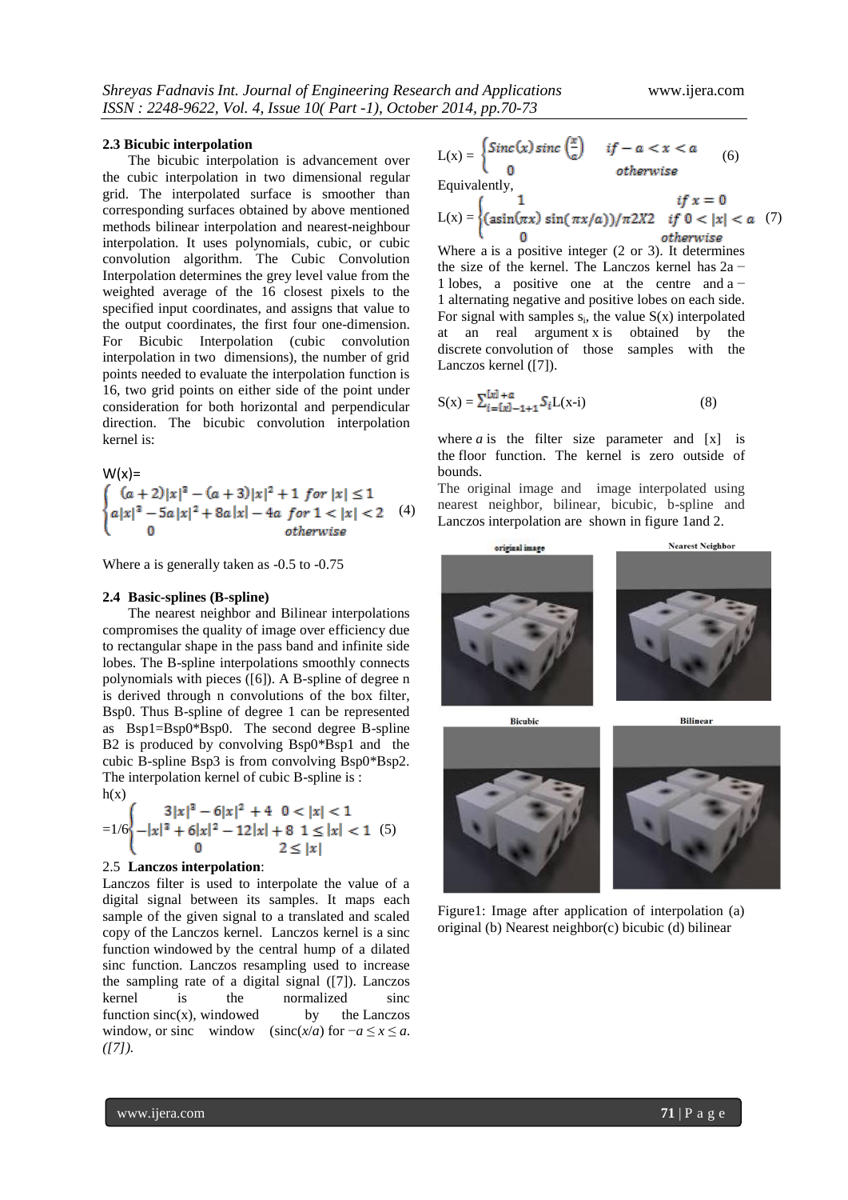### 2.3 Bicubic interpolation

The bicubic interpolation is advancement over the cubic interpolation in two dimensional regular grid. The interpolated surface is smoother than corresponding surfaces obtained by above mentioned methods bilinear interpolation and nearest-neighbour interpolation. It uses polynomials, cubic, or cubic convolution algorithm. The Cubic Convolution Interpolation determines the grey level value from the weighted average of the 16 closest pixels to the specified input coordinates, and assigns that value to the output coordinates, the first four one-dimension. For Bicubic Interpolation (cubic convolution interpolation in two dimensions), the number of grid points needed to evaluate the interpolation function is 16, two grid points on either side of the point under consideration for both horizontal and perpendicular direction. The bicubic convolution interpolation kernel is:

$$W(x)=\begin{cases}(a+2)|x|^3-(a+3)|x|^2+1 & for\ |x|\leq 1\\ a|x|^3-5a|x|^2+8a|x|-4a & for\ 1<|x|<2\\ 0 & otherwise\end{cases} \quad (4)$$

Where a is generally taken as -0.5 to -0.75

### 2.4 Basic-splines (B-spline)

The nearest neighbor and Bilinear interpolations compromises the quality of image over efficiency due to rectangular shape in the pass band and infinite side lobes. The B-spline interpolations smoothly connects polynomials with pieces ([6]). A B-spline of degree n is derived through n convolutions of the box filter, Bsp0. Thus B-spline of degree 1 can be represented as Bsp1=Bsp0*Bsp0. The second degree B-spline B2 is produced by convolving Bsp0*Bsp1 and the cubic B-spline Bsp3 is from convolving Bsp0*Bsp2. The interpolation kernel of cubic B-spline is :

$$h(x)=1/6\begin{cases}3|x|^3-6|x|^2+4 & 0<|x|<1\\ -|x|^3+6|x|^2-12|x|+8 & 1\leq|x|<1\\ 0 & 2\leq|x|\end{cases} \quad (5)$$

### 2.5 Lanczos interpolation:

Lanczos filter is used to interpolate the value of a digital signal between its samples. It maps each sample of the given signal to a translated and scaled copy of the Lanczos kernel. Lanczos kernel is a sinc function windowed by the central hump of a dilated sinc function. Lanczos resampling used to increase the sampling rate of a digital signal ([7]). Lanczos kernel is the normalized sinc function sinc(x), windowed by the Lanczos window, or sinc window (sinc($x/a$) for $-a \leq x \leq a$. *([7]).*

$$L(x)=\begin{cases}Sinc(x)\,sinc\left(\frac{x}{a}\right) & if\ -a<x<a\\ 0 & otherwise\end{cases} \quad (6)$$

Equivalently,

$$L(x)=\begin{cases}1 & if\ x=0\\ (a\sin(\pi x)\sin(\pi x/a))/\pi 2X2 & if\ 0<|x|<a\\ 0 & otherwise\end{cases} \quad (7)$$

Where a is a positive integer (2 or 3). It determines the size of the kernel. The Lanczos kernel has 2a − 1 lobes, a positive one at the centre and a − 1 alternating negative and positive lobes on each side. For signal with samples $s_i$, the value S(x) interpolated at an real argument x is obtained by the discrete convolution of those samples with the Lanczos kernel ([7]).

$$S(x)=\sum_{i=\lfloor x\rfloor-1+1}^{\lfloor x\rfloor+a} S_i L(x-i) \quad (8)$$

where *a* is the filter size parameter and [x] is the floor function. The kernel is zero outside of bounds.

The original image and image interpolated using nearest neighbor, bilinear, bicubic, b-spline and Lanczos interpolation are shown in figure 1and 2.

original image | Nearest Neighbor | Bicubic | Bilinear

Figure1: Image after application of interpolation (a) original (b) Nearest neighbor(c) bicubic (d) bilinear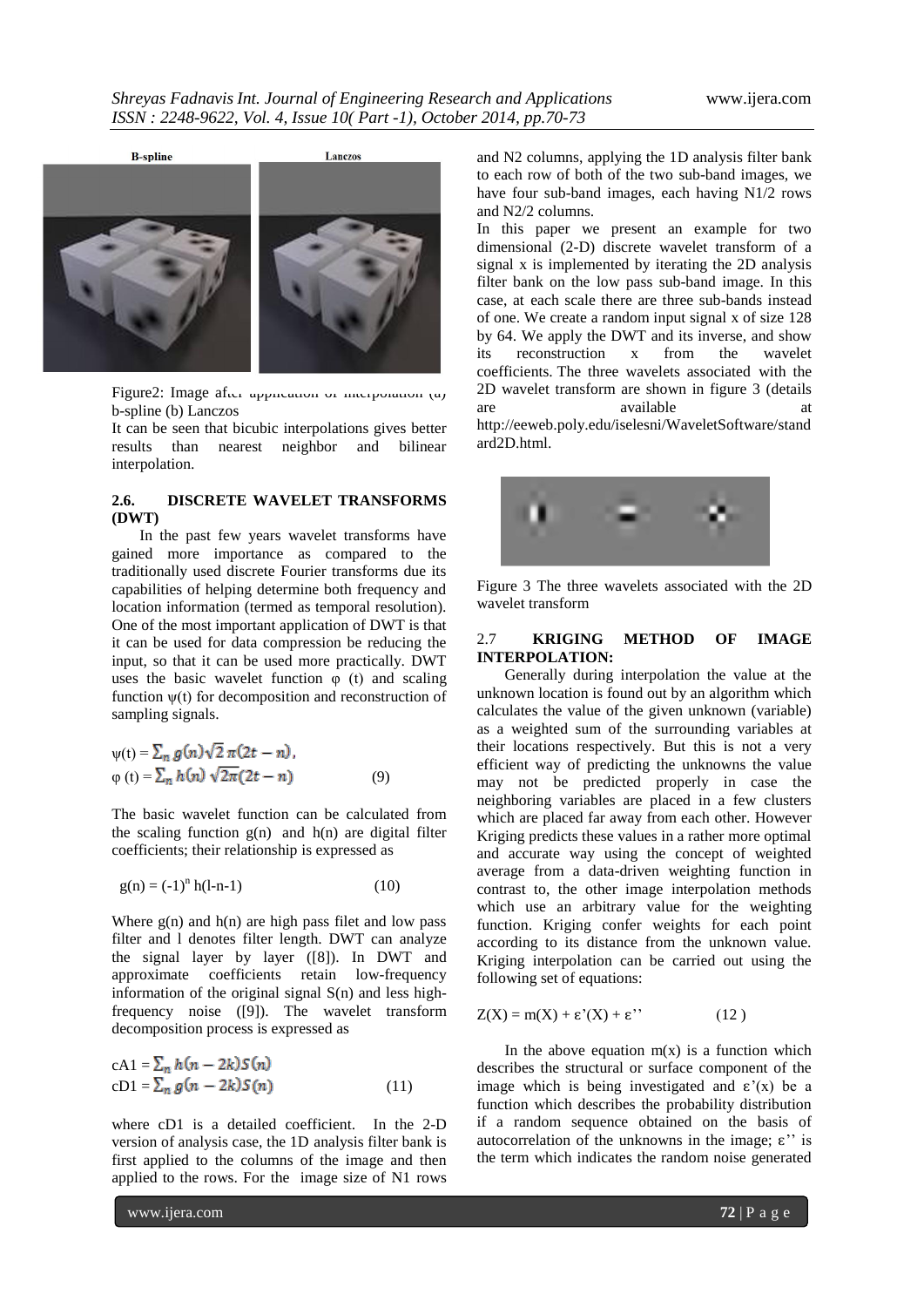Figure2: Image after application of interpolation (a) b-spline (b) Lanczos

It can be seen that bicubic interpolations gives better results than nearest neighbor and bilinear interpolation.

### 2.6. DISCRETE WAVELET TRANSFORMS (DWT)

In the past few years wavelet transforms have gained more importance as compared to the traditionally used discrete Fourier transforms due its capabilities of helping determine both frequency and location information (termed as temporal resolution). One of the most important application of DWT is that it can be used for data compression be reducing the input, so that it can be used more practically. DWT uses the basic wavelet function φ (t) and scaling function ψ(t) for decomposition and reconstruction of sampling signals.

$$\psi(t) = \sum_n g(n)\sqrt{2}\,\pi(2t-n),$$
$$\varphi(t) = \sum_n h(n)\,\sqrt{2\pi}(2t-n) \qquad (9)$$

The basic wavelet function can be calculated from the scaling function g(n) and h(n) are digital filter coefficients; their relationship is expressed as

$$g(n) = (-1)^n h(l-n-1) \qquad (10)$$

Where g(n) and h(n) are high pass filet and low pass filter and l denotes filter length. DWT can analyze the signal layer by layer ([8]). In DWT and approximate coefficients retain low-frequency information of the original signal S(n) and less high-frequency noise ([9]). The wavelet transform decomposition process is expressed as

$$cA1 = \sum_n h(n-2k)S(n)$$
$$cD1 = \sum_n g(n-2k)S(n) \qquad (11)$$

where cD1 is a detailed coefficient. In the 2-D version of analysis case, the 1D analysis filter bank is first applied to the columns of the image and then applied to the rows. For the image size of N1 rows and N2 columns, applying the 1D analysis filter bank to each row of both of the two sub-band images, we have four sub-band images, each having N1/2 rows and N2/2 columns.

In this paper we present an example for two dimensional (2-D) discrete wavelet transform of a signal x is implemented by iterating the 2D analysis filter bank on the low pass sub-band image. In this case, at each scale there are three sub-bands instead of one. We create a random input signal x of size 128 by 64. We apply the DWT and its inverse, and show its reconstruction x from the wavelet coefficients. The three wavelets associated with the 2D wavelet transform are shown in figure 3 (details are available at http://eeweb.poly.edu/iselesni/WaveletSoftware/standard2D.html.

Figure 3 The three wavelets associated with the 2D wavelet transform

### 2.7 KRIGING METHOD OF IMAGE INTERPOLATION:

Generally during interpolation the value at the unknown location is found out by an algorithm which calculates the value of the given unknown (variable) as a weighted sum of the surrounding variables at their locations respectively. But this is not a very efficient way of predicting the unknowns the value may not be predicted properly in case the neighboring variables are placed in a few clusters which are placed far away from each other. However Kriging predicts these values in a rather more optimal and accurate way using the concept of weighted average from a data-driven weighting function in contrast to, the other image interpolation methods which use an arbitrary value for the weighting function. Kriging confer weights for each point according to its distance from the unknown value. Kriging interpolation can be carried out using the following set of equations:

$$Z(X) = m(X) + \varepsilon'(X) + \varepsilon'' \qquad (12)$$

In the above equation m(x) is a function which describes the structural or surface component of the image which is being investigated and ε'(x) be a function which describes the probability distribution if a random sequence obtained on the basis of autocorrelation of the unknowns in the image; ε'' is the term which indicates the random noise generated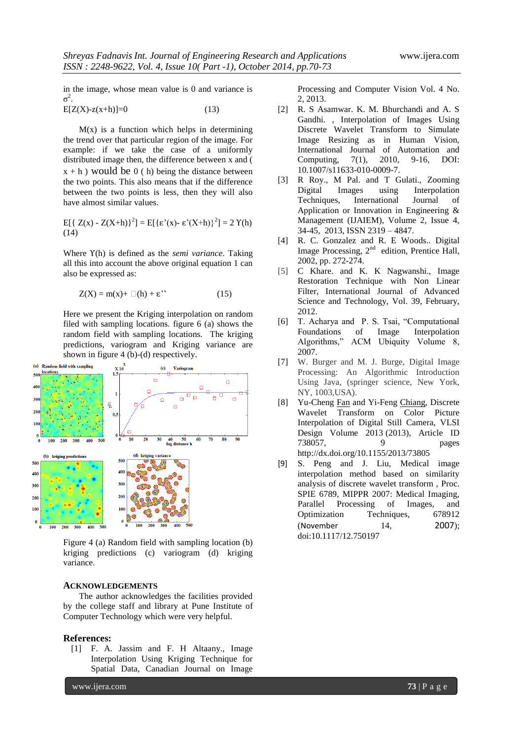in the image, whose mean value is 0 and variance is $\sigma^2$.

$$E[Z(X)-z(x+h)]=0 \quad (13)$$

M(x) is a function which helps in determining the trend over that particular region of the image. For example: if we take the case of a uniformly distributed image then, the difference between x and ( x + h ) would be 0 ( h) being the distance between the two points. This also means that if the difference between the two points is less, then they will also have almost similar values.

$$E[\{ Z(x) - Z(X+h)\}^2] = E[\{\varepsilon'(x)- \varepsilon'(X+h)\}^2] = 2\,\Upsilon(h) \quad (14)$$

Where $\Upsilon(h)$ is defined as the *semi variance*. Taking all this into account the above original equation 1 can also be expressed as:

$$Z(X) = m(x)+ \square(h) + \varepsilon'' \quad (15)$$

Here we present the Kriging interpolation on random filed with sampling locations. figure 6 (a) shows the random field with sampling locations. The kriging predictions, variogram and Kriging variance are shown in figure 4 (b)-(d) respectively.

(a) Random field with sampling locations
500
400
300
200
100
0
0 100 200 300 400 500

X 10^3
(c) Variogram
1.5
1
0.5
0
γ(h)
0 10 20 30 40 50 60 70 80 90
lag distance h

(b) kriging predictions
500
400
300
200
100
0
0 100 200 300 400 500

(d) kriging variance
500
400
300
200
100
0
0 100 200 300 400 500

Figure 4 (a) Random field with sampling location (b) kriging predictions (c) variogram (d) kriging variance.

## ACKNOWLEDGEMENTS

The author acknowledges the facilities provided by the college staff and library at Pune Institute of Computer Technology which were very helpful.

## References:

[1] F. A. Jassim and F. H Altaany., Image Interpolation Using Kriging Technique for Spatial Data, Canadian Journal on Image Processing and Computer Vision Vol. 4 No. 2, 2013.

[2] R. S Asamwar. K. M. Bhurchandi and A. S Gandhi. , Interpolation of Images Using Discrete Wavelet Transform to Simulate Image Resizing as in Human Vision, International Journal of Automation and Computing, 7(1), 2010, 9-16, DOI: 10.1007/s11633-010-0009-7.

[3] R Roy., M Pal. and T Gulati., Zooming Digital Images using Interpolation Techniques, International Journal of Application or Innovation in Engineering & Management (IJAIEM), Volume 2, Issue 4, 34-45, 2013, ISSN 2319 – 4847.

[4] R. C. Gonzalez and R. E Woods.. Digital Image Processing, 2nd edition, Prentice Hall, 2002, pp. 272-274.

[5] C Khare. and K. K Nagwanshi., Image Restoration Technique with Non Linear Filter, International Journal of Advanced Science and Technology, Vol. 39, February, 2012.

[6] T. Acharya and P. S. Tsai, "Computational Foundations of Image Interpolation Algorithms," ACM Ubiquity Volume 8, 2007.

[7] W. Burger and M. J. Burge, Digital Image Processing: An Algorithmic Introduction Using Java, (springer science, New York, NY, 1003,USA).

[8] Yu-Cheng Fan and Yi-Feng Chiang, Discrete Wavelet Transform on Color Picture Interpolation of Digital Still Camera, VLSI Design Volume 2013 (2013), Article ID 738057, 9 pages http://dx.doi.org/10.1155/2013/73805

[9] S. Peng and J. Liu, Medical image interpolation method based on similarity analysis of discrete wavelet transform , Proc. SPIE 6789, MIPPR 2007: Medical Imaging, Parallel Processing of Images, and Optimization Techniques, 678912 (November 14, 2007); doi:10.1117/12.750197